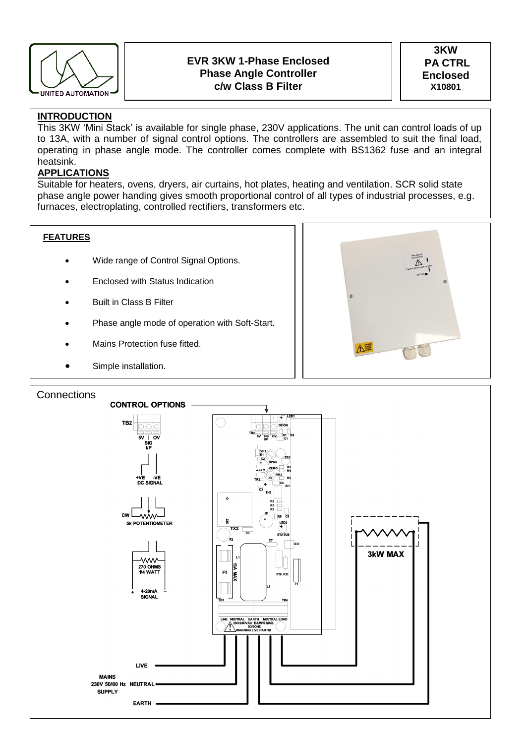# EVR 3KW 1-Phase Enclosed Phase Angle Controller c/w Class B Filter

**3KW PA CTRL Enclosed X10801**

UNITED AUTOMATION

## INTRODUCTION

This 3KW 'Mini Stack' is available for single phase, 230V applications. The unit can control loads of up to 13A, with a number of signal control options. The controllers are assembled to suit the final load, operating in phase angle mode. The controller comes complete with BS1362 fuse and an integral heatsink.

## APPLICATIONS

Suitable for heaters, ovens, dryers, air curtains, hot plates, heating and ventilation. SCR solid state phase angle power handing gives smooth proportional control of all types of industrial processes, e.g. furnaces, electroplating, controlled rectifiers, transformers etc.

## FEATURES

- Wide range of Control Signal Options.
- Enclosed with Status Indication
- Built in Class B Filter
- Phase angle mode of operation with Soft-Start.
- Mains Protection fuse fitted.
- Simple installation.

## Connections

**CONTROL OPTIONS**

TB2: 5V | SIG I/P | 0V

+VE -VE DC SIGNAL

CW 5k POTENTIOMETER

270 OHMS 1/4 WATT

+ 4-20mA − SIGNAL

LINE NEUTRAL EARTH NEUTRAL LOAD
230/240VAC 13AMPS MAX. 50/60HZ
WARNING LIVE PARTS!

3kW MAX

MAINS 230V 50/60 Hz SUPPLY: LIVE, NEUTRAL, EARTH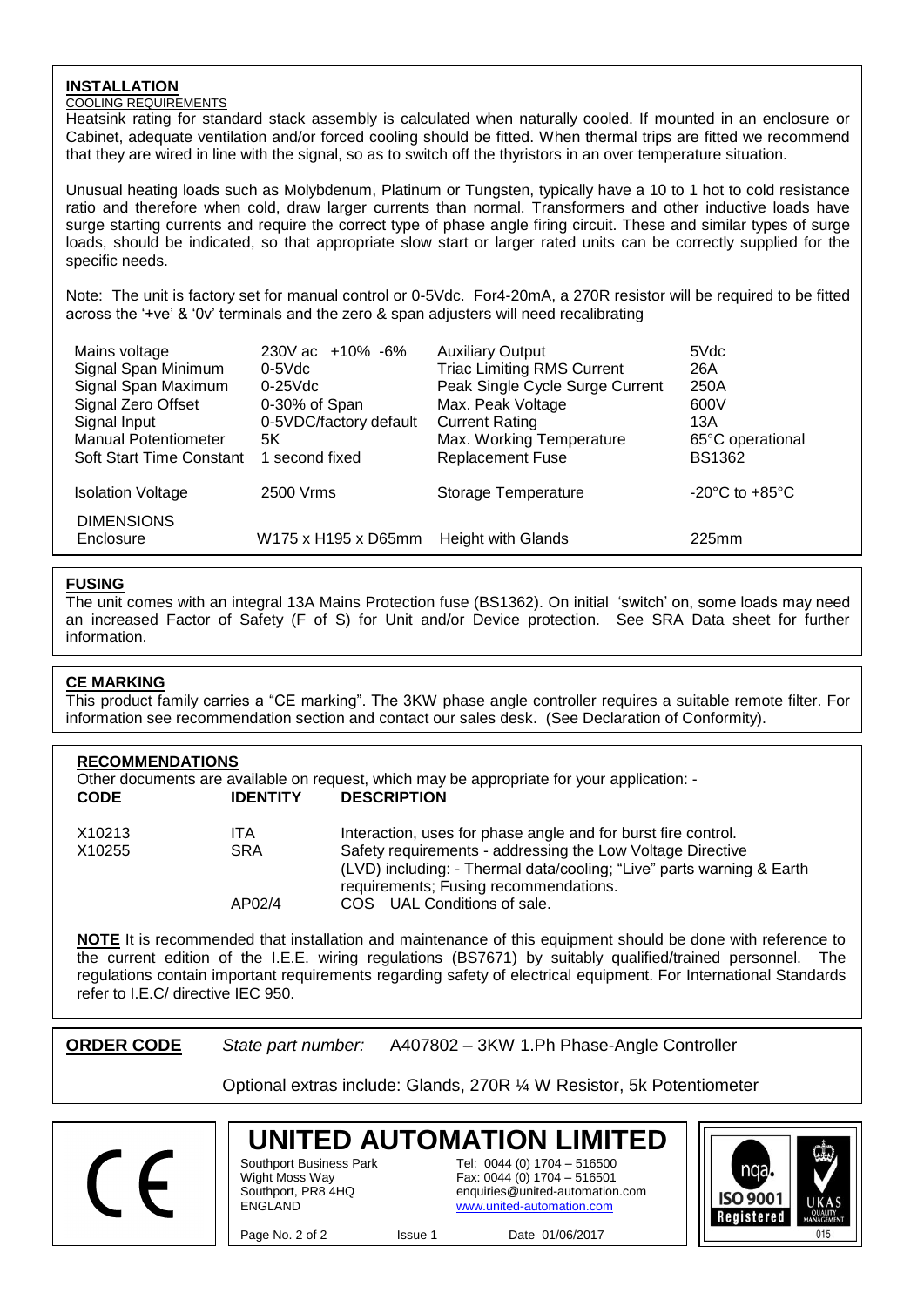## INSTALLATION

COOLING REQUIREMENTS

Heatsink rating for standard stack assembly is calculated when naturally cooled. If mounted in an enclosure or Cabinet, adequate ventilation and/or forced cooling should be fitted. When thermal trips are fitted we recommend that they are wired in line with the signal, so as to switch off the thyristors in an over temperature situation.

Unusual heating loads such as Molybdenum, Platinum or Tungsten, typically have a 10 to 1 hot to cold resistance ratio and therefore when cold, draw larger currents than normal. Transformers and other inductive loads have surge starting currents and require the correct type of phase angle firing circuit. These and similar types of surge loads, should be indicated, so that appropriate slow start or larger rated units can be correctly supplied for the specific needs.

Note: The unit is factory set for manual control or 0-5Vdc. For4-20mA, a 270R resistor will be required to be fitted across the '+ve' & '0v' terminals and the zero & span adjusters will need recalibrating

| | | | |
|---|---|---|---|
| Mains voltage | 230V ac +10% -6% | Auxiliary Output | 5Vdc |
| Signal Span Minimum | 0-5Vdc | Triac Limiting RMS Current | 26A |
| Signal Span Maximum | 0-25Vdc | Peak Single Cycle Surge Current | 250A |
| Signal Zero Offset | 0-30% of Span | Max. Peak Voltage | 600V |
| Signal Input | 0-5VDC/factory default | Current Rating | 13A |
| Manual Potentiometer | 5K | Max. Working Temperature | 65°C operational |
| Soft Start Time Constant | 1 second fixed | Replacement Fuse | BS1362 |
| Isolation Voltage | 2500 Vrms | Storage Temperature | -20°C to +85°C |
| DIMENSIONS Enclosure | W175 x H195 x D65mm | Height with Glands | 225mm |

## FUSING

The unit comes with an integral 13A Mains Protection fuse (BS1362). On initial 'switch' on, some loads may need an increased Factor of Safety (F of S) for Unit and/or Device protection. See SRA Data sheet for further information.

## CE MARKING

This product family carries a "CE marking". The 3KW phase angle controller requires a suitable remote filter. For information see recommendation section and contact our sales desk. (See Declaration of Conformity).

## RECOMMENDATIONS

Other documents are available on request, which may be appropriate for your application: -

| CODE | IDENTITY | DESCRIPTION |
|---|---|---|
| X10213 | ITA | Interaction, uses for phase angle and for burst fire control. |
| X10255 | SRA | Safety requirements - addressing the Low Voltage Directive (LVD) including: - Thermal data/cooling; "Live" parts warning & Earth requirements; Fusing recommendations. |
| | AP02/4 | COS UAL Conditions of sale. |

**NOTE** It is recommended that installation and maintenance of this equipment should be done with reference to the current edition of the I.E.E. wiring regulations (BS7671) by suitably qualified/trained personnel. The regulations contain important requirements regarding safety of electrical equipment. For International Standards refer to I.E.C/ directive IEC 950.

**ORDER CODE** *State part number:* A407802 – 3KW 1.Ph Phase-Angle Controller

Optional extras include: Glands, 270R ¼ W Resistor, 5k Potentiometer

CE

# UNITED AUTOMATION LIMITED

Southport Business Park
Wight Moss Way
Southport, PR8 4HQ
ENGLAND

Tel: 0044 (0) 1704 – 516500
Fax: 0044 (0) 1704 – 516501
enquiries@united-automation.com
www.united-automation.com

Issue 1 Date 01/06/2017

nqa. ISO 9001 Registered UKAS QUALITY MANAGEMENT 015